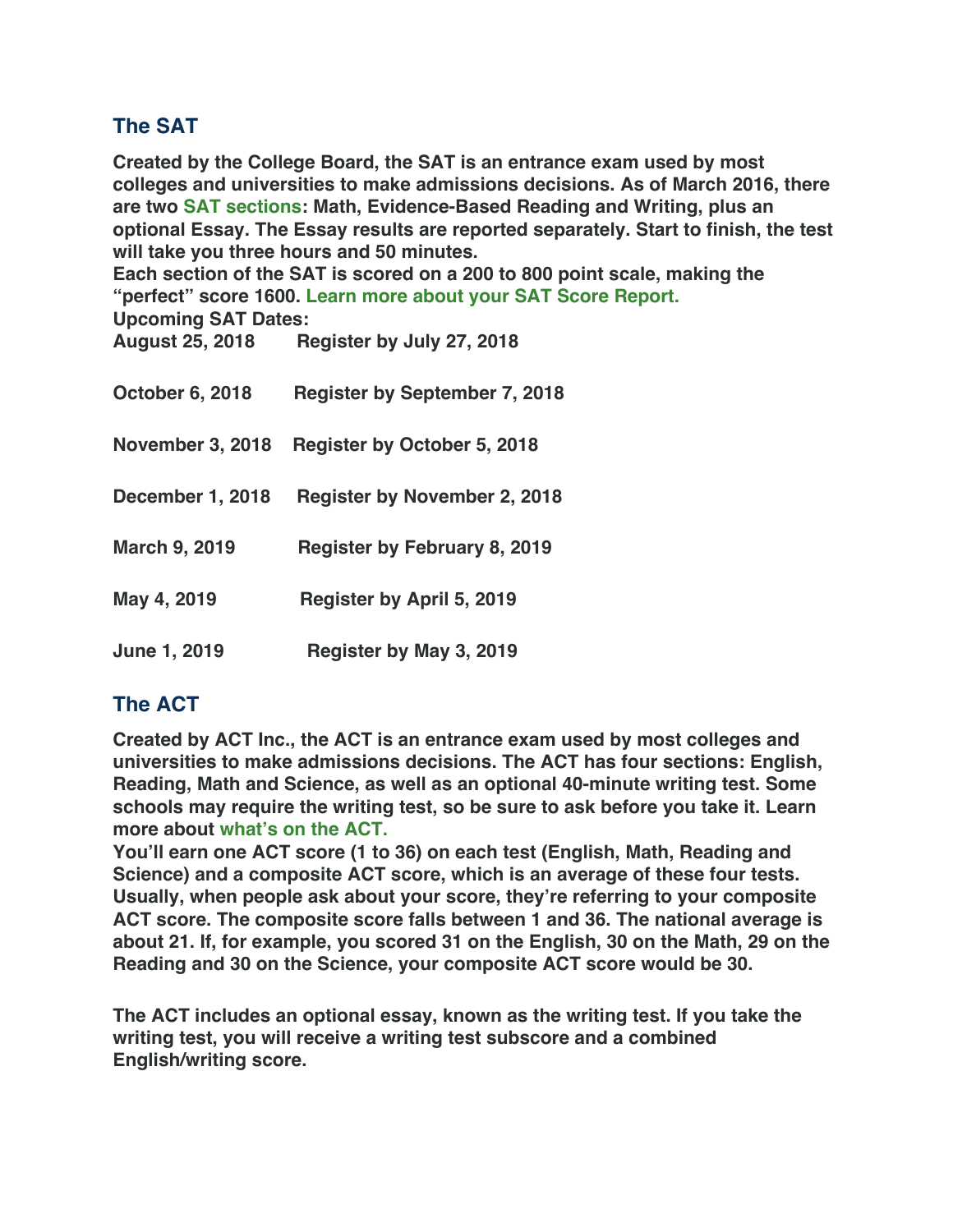## The SAT

**Created by the College Board, the SAT is an entrance exam used by most colleges and universities to make admissions decisions. As of March 2016, there are two SAT sections: Math, Evidence-Based Reading and Writing, plus an optional Essay. The Essay results are reported separately. Start to finish, the test will take you three hours and 50 minutes.**

**Each section of the SAT is scored on a 200 to 800 point scale, making the "perfect" score 1600. Learn more about your SAT Score Report.**

**Upcoming SAT Dates:**

| | |
|---|---|
| **August 25, 2018** | **Register by July 27, 2018** |
| **October 6, 2018** | **Register by September 7, 2018** |
| **November 3, 2018** | **Register by October 5, 2018** |
| **December 1, 2018** | **Register by November 2, 2018** |
| **March 9, 2019** | **Register by February 8, 2019** |
| **May 4, 2019** | **Register by April 5, 2019** |
| **June 1, 2019** | **Register by May 3, 2019** |

## The ACT

**Created by ACT Inc., the ACT is an entrance exam used by most colleges and universities to make admissions decisions. The ACT has four sections: English, Reading, Math and Science, as well as an optional 40-minute writing test. Some schools may require the writing test, so be sure to ask before you take it. Learn more about what's on the ACT.**

**You'll earn one ACT score (1 to 36) on each test (English, Math, Reading and Science) and a composite ACT score, which is an average of these four tests. Usually, when people ask about your score, they're referring to your composite ACT score. The composite score falls between 1 and 36. The national average is about 21. If, for example, you scored 31 on the English, 30 on the Math, 29 on the Reading and 30 on the Science, your composite ACT score would be 30.**

**The ACT includes an optional essay, known as the writing test. If you take the writing test, you will receive a writing test subscore and a combined English/writing score.**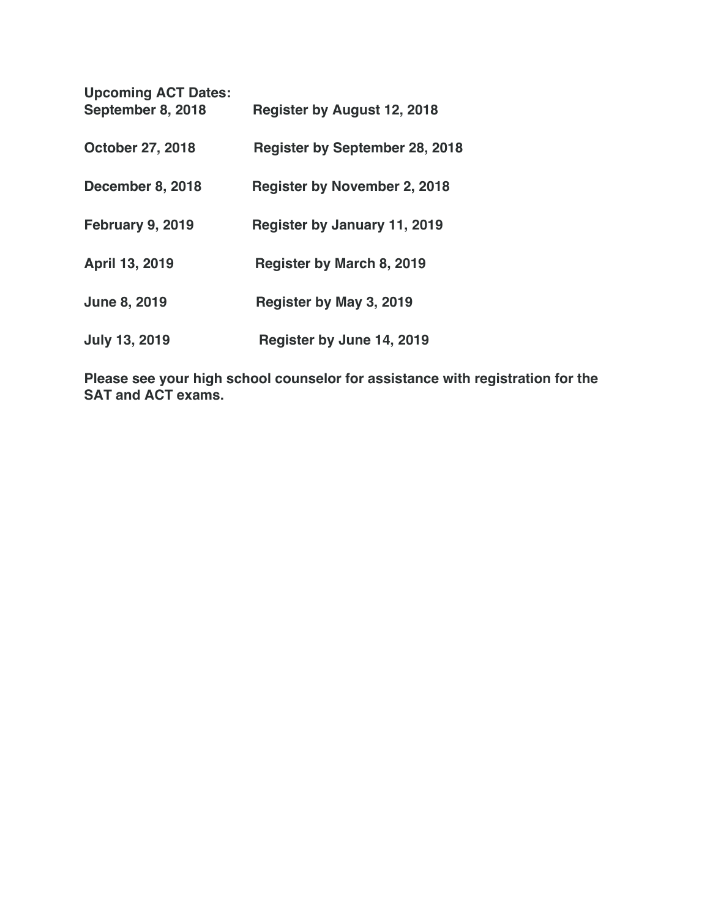**Upcoming ACT Dates:**

| | |
|---|---|
| **September 8, 2018** | **Register by August 12, 2018** |
| **October 27, 2018** | **Register by September 28, 2018** |
| **December 8, 2018** | **Register by November 2, 2018** |
| **February 9, 2019** | **Register by January 11, 2019** |
| **April 13, 2019** | **Register by March 8, 2019** |
| **June 8, 2019** | **Register by May 3, 2019** |
| **July 13, 2019** | **Register by June 14, 2019** |

**Please see your high school counselor for assistance with registration for the SAT and ACT exams.**